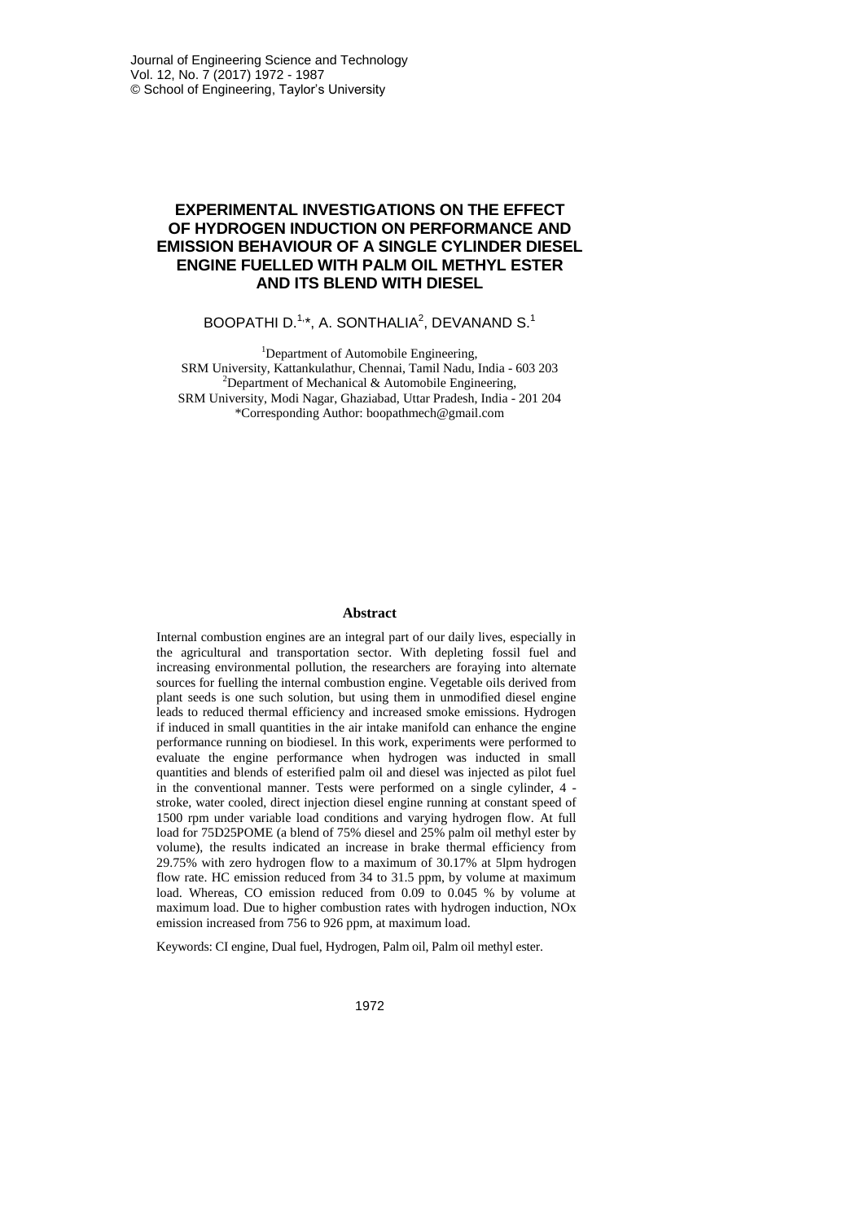# EXPERIMENTAL INVESTIGATIONS ON THE EFFECT OF HYDROGEN INDUCTION ON PERFORMANCE AND EMISSION BEHAVIOUR OF A SINGLE CYLINDER DIESEL ENGINE FUELLED WITH PALM OIL METHYL ESTER AND ITS BLEND WITH DIESEL

BOOPATHI D.[1,*], A. SONTHALIA[2], DEVANAND S.[1]

[1]Department of Automobile Engineering,
SRM University, Kattankulathur, Chennai, Tamil Nadu, India - 603 203

[2]Department of Mechanical & Automobile Engineering,
SRM University, Modi Nagar, Ghaziabad, Uttar Pradesh, India - 201 204

*Corresponding Author: boopathmech@gmail.com

## Abstract

Internal combustion engines are an integral part of our daily lives, especially in the agricultural and transportation sector. With depleting fossil fuel and increasing environmental pollution, the researchers are foraying into alternate sources for fuelling the internal combustion engine. Vegetable oils derived from plant seeds is one such solution, but using them in unmodified diesel engine leads to reduced thermal efficiency and increased smoke emissions. Hydrogen if induced in small quantities in the air intake manifold can enhance the engine performance running on biodiesel. In this work, experiments were performed to evaluate the engine performance when hydrogen was inducted in small quantities and blends of esterified palm oil and diesel was injected as pilot fuel in the conventional manner. Tests were performed on a single cylinder, 4 - stroke, water cooled, direct injection diesel engine running at constant speed of 1500 rpm under variable load conditions and varying hydrogen flow. At full load for 75D25POME (a blend of 75% diesel and 25% palm oil methyl ester by volume), the results indicated an increase in brake thermal efficiency from 29.75% with zero hydrogen flow to a maximum of 30.17% at 5lpm hydrogen flow rate. HC emission reduced from 34 to 31.5 ppm, by volume at maximum load. Whereas, CO emission reduced from 0.09 to 0.045 % by volume at maximum load. Due to higher combustion rates with hydrogen induction, NOx emission increased from 756 to 926 ppm, at maximum load.

Keywords: CI engine, Dual fuel, Hydrogen, Palm oil, Palm oil methyl ester.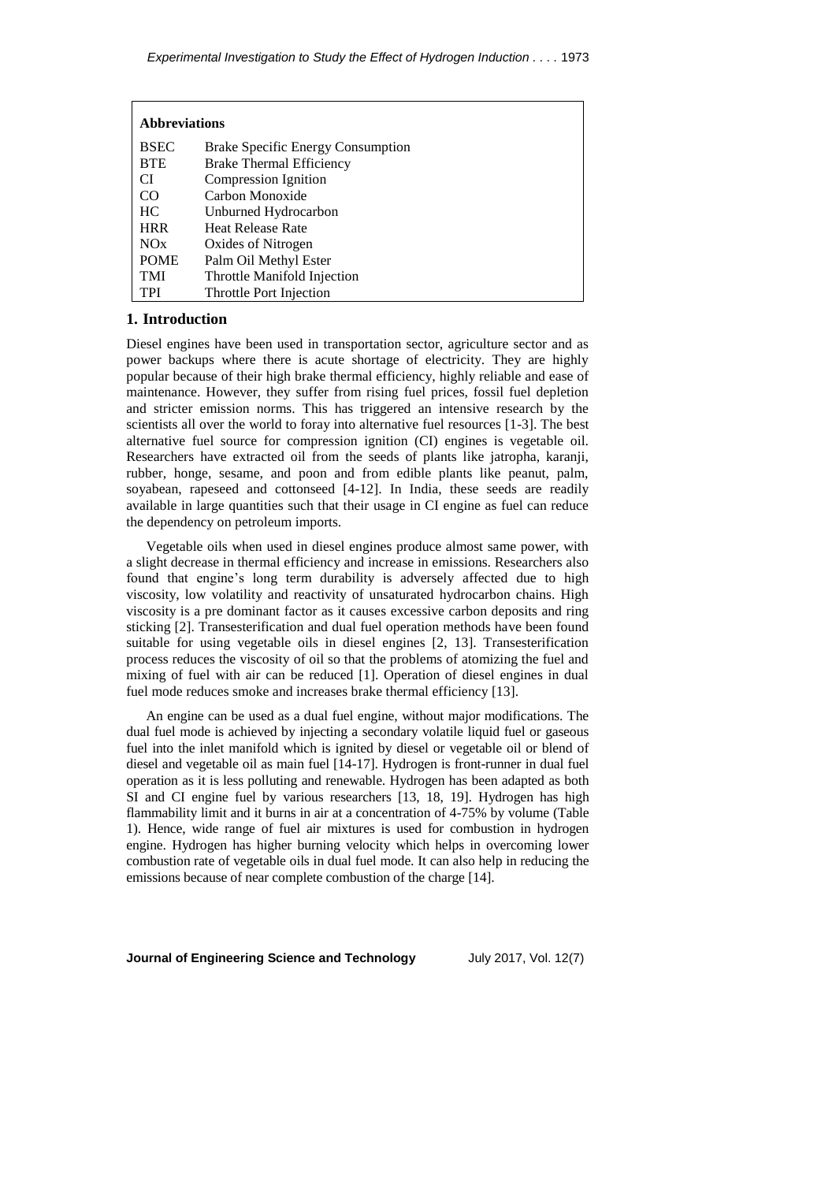| Abbreviations | |
|---|---|
| BSEC | Brake Specific Energy Consumption |
| BTE | Brake Thermal Efficiency |
| CI | Compression Ignition |
| CO | Carbon Monoxide |
| HC | Unburned Hydrocarbon |
| HRR | Heat Release Rate |
| NOx | Oxides of Nitrogen |
| POME | Palm Oil Methyl Ester |
| TMI | Throttle Manifold Injection |
| TPI | Throttle Port Injection |

## 1. Introduction

Diesel engines have been used in transportation sector, agriculture sector and as power backups where there is acute shortage of electricity. They are highly popular because of their high brake thermal efficiency, highly reliable and ease of maintenance. However, they suffer from rising fuel prices, fossil fuel depletion and stricter emission norms. This has triggered an intensive research by the scientists all over the world to foray into alternative fuel resources [1-3]. The best alternative fuel source for compression ignition (CI) engines is vegetable oil. Researchers have extracted oil from the seeds of plants like jatropha, karanji, rubber, honge, sesame, and poon and from edible plants like peanut, palm, soyabean, rapeseed and cottonseed [4-12]. In India, these seeds are readily available in large quantities such that their usage in CI engine as fuel can reduce the dependency on petroleum imports.

Vegetable oils when used in diesel engines produce almost same power, with a slight decrease in thermal efficiency and increase in emissions. Researchers also found that engine's long term durability is adversely affected due to high viscosity, low volatility and reactivity of unsaturated hydrocarbon chains. High viscosity is a pre dominant factor as it causes excessive carbon deposits and ring sticking [2]. Transesterification and dual fuel operation methods have been found suitable for using vegetable oils in diesel engines [2, 13]. Transesterification process reduces the viscosity of oil so that the problems of atomizing the fuel and mixing of fuel with air can be reduced [1]. Operation of diesel engines in dual fuel mode reduces smoke and increases brake thermal efficiency [13].

An engine can be used as a dual fuel engine, without major modifications. The dual fuel mode is achieved by injecting a secondary volatile liquid fuel or gaseous fuel into the inlet manifold which is ignited by diesel or vegetable oil or blend of diesel and vegetable oil as main fuel [14-17]. Hydrogen is front-runner in dual fuel operation as it is less polluting and renewable. Hydrogen has been adapted as both SI and CI engine fuel by various researchers [13, 18, 19]. Hydrogen has high flammability limit and it burns in air at a concentration of 4-75% by volume (Table 1). Hence, wide range of fuel air mixtures is used for combustion in hydrogen engine. Hydrogen has higher burning velocity which helps in overcoming lower combustion rate of vegetable oils in dual fuel mode. It can also help in reducing the emissions because of near complete combustion of the charge [14].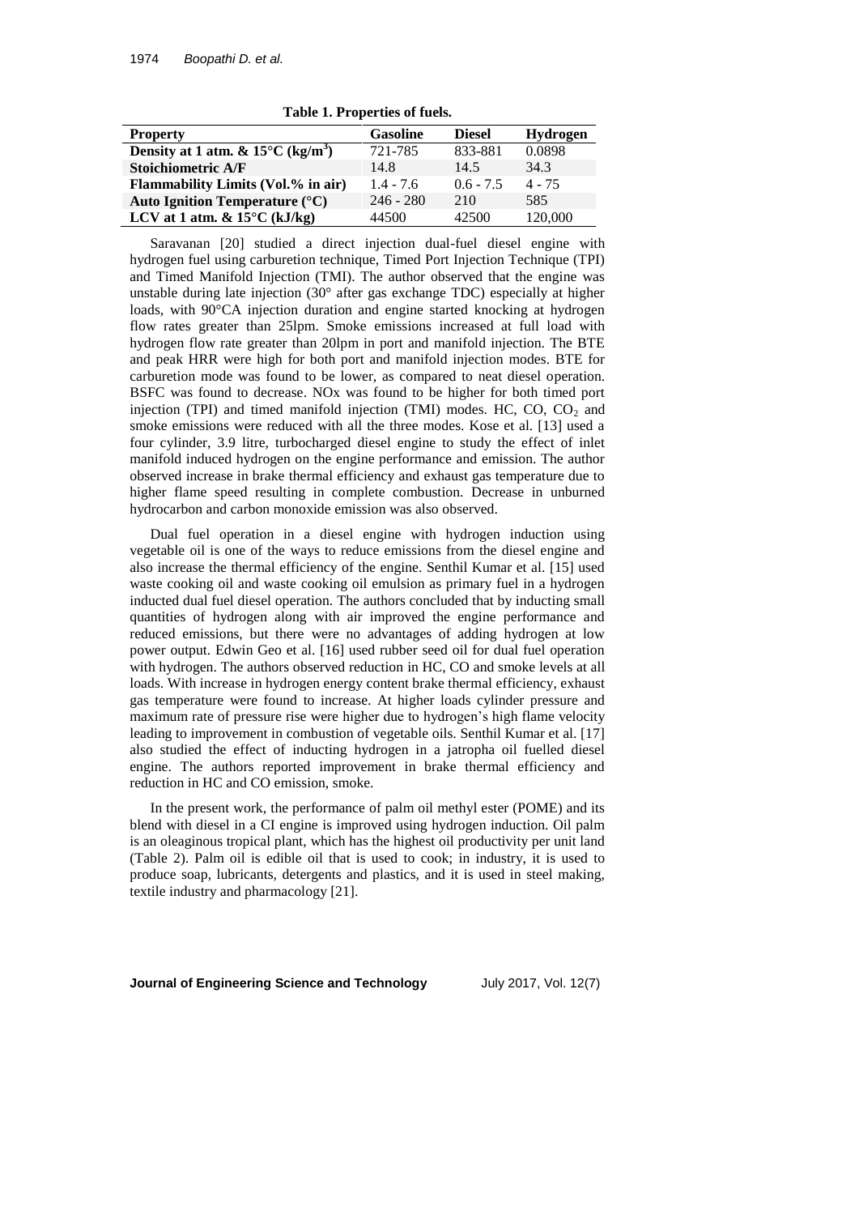**Table 1. Properties of fuels.**

| Property | Gasoline | Diesel | Hydrogen |
|---|---|---|---|
| **Density at 1 atm. & 15°C (kg/m$^3$)** | 721-785 | 833-881 | 0.0898 |
| **Stoichiometric A/F** | 14.8 | 14.5 | 34.3 |
| **Flammability Limits (Vol.% in air)** | 1.4 - 7.6 | 0.6 - 7.5 | 4 - 75 |
| **Auto Ignition Temperature (°C)** | 246 - 280 | 210 | 585 |
| **LCV at 1 atm. & 15°C (kJ/kg)** | 44500 | 42500 | 120,000 |

Saravanan [20] studied a direct injection dual-fuel diesel engine with hydrogen fuel using carburetion technique, Timed Port Injection Technique (TPI) and Timed Manifold Injection (TMI). The author observed that the engine was unstable during late injection (30° after gas exchange TDC) especially at higher loads, with 90°CA injection duration and engine started knocking at hydrogen flow rates greater than 25lpm. Smoke emissions increased at full load with hydrogen flow rate greater than 20lpm in port and manifold injection. The BTE and peak HRR were high for both port and manifold injection modes. BTE for carburetion mode was found to be lower, as compared to neat diesel operation. BSFC was found to decrease. NOx was found to be higher for both timed port injection (TPI) and timed manifold injection (TMI) modes. HC, CO, $CO_2$ and smoke emissions were reduced with all the three modes. Kose et al. [13] used a four cylinder, 3.9 litre, turbocharged diesel engine to study the effect of inlet manifold induced hydrogen on the engine performance and emission. The author observed increase in brake thermal efficiency and exhaust gas temperature due to higher flame speed resulting in complete combustion. Decrease in unburned hydrocarbon and carbon monoxide emission was also observed.

Dual fuel operation in a diesel engine with hydrogen induction using vegetable oil is one of the ways to reduce emissions from the diesel engine and also increase the thermal efficiency of the engine. Senthil Kumar et al. [15] used waste cooking oil and waste cooking oil emulsion as primary fuel in a hydrogen inducted dual fuel diesel operation. The authors concluded that by inducting small quantities of hydrogen along with air improved the engine performance and reduced emissions, but there were no advantages of adding hydrogen at low power output. Edwin Geo et al. [16] used rubber seed oil for dual fuel operation with hydrogen. The authors observed reduction in HC, CO and smoke levels at all loads. With increase in hydrogen energy content brake thermal efficiency, exhaust gas temperature were found to increase. At higher loads cylinder pressure and maximum rate of pressure rise were higher due to hydrogen's high flame velocity leading to improvement in combustion of vegetable oils. Senthil Kumar et al. [17] also studied the effect of inducting hydrogen in a jatropha oil fuelled diesel engine. The authors reported improvement in brake thermal efficiency and reduction in HC and CO emission, smoke.

In the present work, the performance of palm oil methyl ester (POME) and its blend with diesel in a CI engine is improved using hydrogen induction. Oil palm is an oleaginous tropical plant, which has the highest oil productivity per unit land (Table 2). Palm oil is edible oil that is used to cook; in industry, it is used to produce soap, lubricants, detergents and plastics, and it is used in steel making, textile industry and pharmacology [21].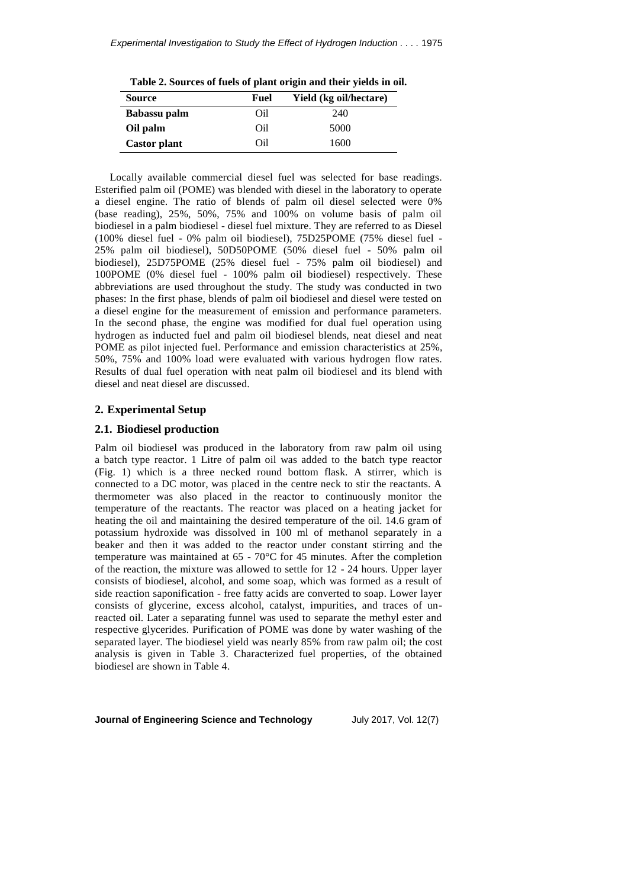**Table 2. Sources of fuels of plant origin and their yields in oil.**

| Source | Fuel | Yield (kg oil/hectare) |
|---|---|---|
| **Babassu palm** | Oil | 240 |
| **Oil palm** | Oil | 5000 |
| **Castor plant** | Oil | 1600 |

Locally available commercial diesel fuel was selected for base readings. Esterified palm oil (POME) was blended with diesel in the laboratory to operate a diesel engine. The ratio of blends of palm oil diesel selected were 0% (base reading), 25%, 50%, 75% and 100% on volume basis of palm oil biodiesel in a palm biodiesel - diesel fuel mixture. They are referred to as Diesel (100% diesel fuel - 0% palm oil biodiesel), 75D25POME (75% diesel fuel - 25% palm oil biodiesel), 50D50POME (50% diesel fuel - 50% palm oil biodiesel), 25D75POME (25% diesel fuel - 75% palm oil biodiesel) and 100POME (0% diesel fuel - 100% palm oil biodiesel) respectively. These abbreviations are used throughout the study. The study was conducted in two phases: In the first phase, blends of palm oil biodiesel and diesel were tested on a diesel engine for the measurement of emission and performance parameters. In the second phase, the engine was modified for dual fuel operation using hydrogen as inducted fuel and palm oil biodiesel blends, neat diesel and neat POME as pilot injected fuel. Performance and emission characteristics at 25%, 50%, 75% and 100% load were evaluated with various hydrogen flow rates. Results of dual fuel operation with neat palm oil biodiesel and its blend with diesel and neat diesel are discussed.

## 2. Experimental Setup

### 2.1. Biodiesel production

Palm oil biodiesel was produced in the laboratory from raw palm oil using a batch type reactor. 1 Litre of palm oil was added to the batch type reactor (Fig. 1) which is a three necked round bottom flask. A stirrer, which is connected to a DC motor, was placed in the centre neck to stir the reactants. A thermometer was also placed in the reactor to continuously monitor the temperature of the reactants. The reactor was placed on a heating jacket for heating the oil and maintaining the desired temperature of the oil. 14.6 gram of potassium hydroxide was dissolved in 100 ml of methanol separately in a beaker and then it was added to the reactor under constant stirring and the temperature was maintained at 65 - 70°C for 45 minutes. After the completion of the reaction, the mixture was allowed to settle for 12 - 24 hours. Upper layer consists of biodiesel, alcohol, and some soap, which was formed as a result of side reaction saponification - free fatty acids are converted to soap. Lower layer consists of glycerine, excess alcohol, catalyst, impurities, and traces of un-reacted oil. Later a separating funnel was used to separate the methyl ester and respective glycerides. Purification of POME was done by water washing of the separated layer. The biodiesel yield was nearly 85% from raw palm oil; the cost analysis is given in Table 3. Characterized fuel properties, of the obtained biodiesel are shown in Table 4.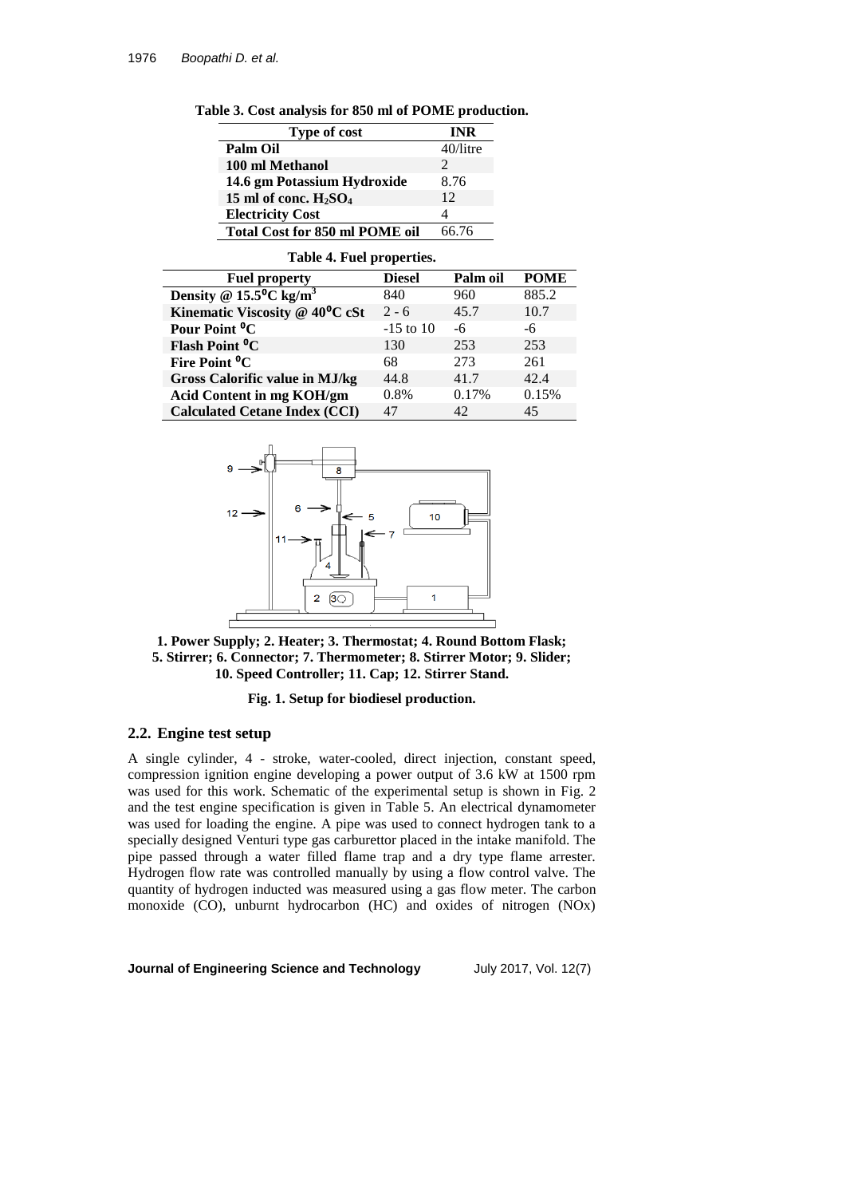**Table 3. Cost analysis for 850 ml of POME production.**

| Type of cost | INR |
|---|---|
| **Palm Oil** | 40/litre |
| **100 ml Methanol** | 2 |
| **14.6 gm Potassium Hydroxide** | 8.76 |
| **15 ml of conc. $H_2SO_4$** | 12 |
| **Electricity Cost** | 4 |
| **Total Cost for 850 ml POME oil** | 66.76 |

**Table 4. Fuel properties.**

| Fuel property | Diesel | Palm oil | POME |
|---|---|---|---|
| **Density @ 15.5$^0$C kg/m$^3$** | 840 | 960 | 885.2 |
| **Kinematic Viscosity @ 40$^0$C cSt** | 2 - 6 | 45.7 | 10.7 |
| **Pour Point $^0$C** | -15 to 10 | -6 | -6 |
| **Flash Point $^0$C** | 130 | 253 | 253 |
| **Fire Point $^0$C** | 68 | 273 | 261 |
| **Gross Calorific value in MJ/kg** | 44.8 | 41.7 | 42.4 |
| **Acid Content in mg KOH/gm** | 0.8% | 0.17% | 0.15% |
| **Calculated Cetane Index (CCI)** | 47 | 42 | 45 |

**1. Power Supply; 2. Heater; 3. Thermostat; 4. Round Bottom Flask; 5. Stirrer; 6. Connector; 7. Thermometer; 8. Stirrer Motor; 9. Slider; 10. Speed Controller; 11. Cap; 12. Stirrer Stand.**

**Fig. 1. Setup for biodiesel production.**

## 2.2. Engine test setup

A single cylinder, 4 - stroke, water-cooled, direct injection, constant speed, compression ignition engine developing a power output of 3.6 kW at 1500 rpm was used for this work. Schematic of the experimental setup is shown in Fig. 2 and the test engine specification is given in Table 5. An electrical dynamometer was used for loading the engine. A pipe was used to connect hydrogen tank to a specially designed Venturi type gas carburettor placed in the intake manifold. The pipe passed through a water filled flame trap and a dry type flame arrester. Hydrogen flow rate was controlled manually by using a flow control valve. The quantity of hydrogen inducted was measured using a gas flow meter. The carbon monoxide (CO), unburnt hydrocarbon (HC) and oxides of nitrogen (NOx)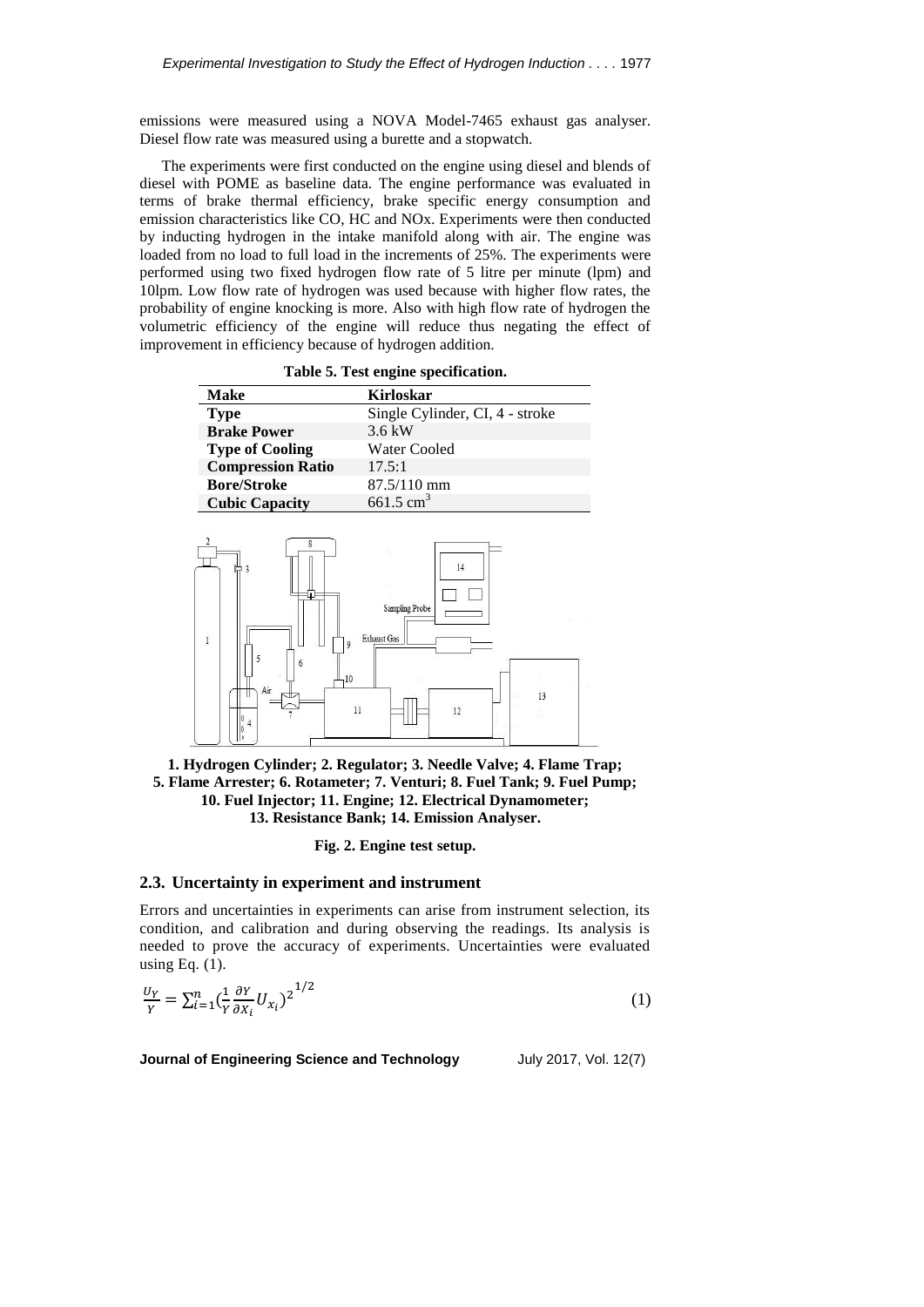emissions were measured using a NOVA Model-7465 exhaust gas analyser. Diesel flow rate was measured using a burette and a stopwatch.

The experiments were first conducted on the engine using diesel and blends of diesel with POME as baseline data. The engine performance was evaluated in terms of brake thermal efficiency, brake specific energy consumption and emission characteristics like CO, HC and NOx. Experiments were then conducted by inducting hydrogen in the intake manifold along with air. The engine was loaded from no load to full load in the increments of 25%. The experiments were performed using two fixed hydrogen flow rate of 5 litre per minute (lpm) and 10lpm. Low flow rate of hydrogen was used because with higher flow rates, the probability of engine knocking is more. Also with high flow rate of hydrogen the volumetric efficiency of the engine will reduce thus negating the effect of improvement in efficiency because of hydrogen addition.

**Table 5. Test engine specification.**

| Make | Kirloskar |
|---|---|
| **Type** | Single Cylinder, CI, 4 - stroke |
| **Brake Power** | 3.6 kW |
| **Type of Cooling** | Water Cooled |
| **Compression Ratio** | 17.5:1 |
| **Bore/Stroke** | 87.5/110 mm |
| **Cubic Capacity** | 661.5 $cm^3$ |

**1. Hydrogen Cylinder; 2. Regulator; 3. Needle Valve; 4. Flame Trap; 5. Flame Arrester; 6. Rotameter; 7. Venturi; 8. Fuel Tank; 9. Fuel Pump; 10. Fuel Injector; 11. Engine; 12. Electrical Dynamometer; 13. Resistance Bank; 14. Emission Analyser.**

**Fig. 2. Engine test setup.**

## 2.3. Uncertainty in experiment and instrument

Errors and uncertainties in experiments can arise from instrument selection, its condition, and calibration and during observing the readings. Its analysis is needed to prove the accuracy of experiments. Uncertainties were evaluated using Eq. (1).

$$\frac{U_Y}{Y} = \sum_{i=1}^{n} \left(\frac{1}{Y}\frac{\partial Y}{\partial X_i}U_{x_i}\right)^{2^{1/2}} \tag{1}$$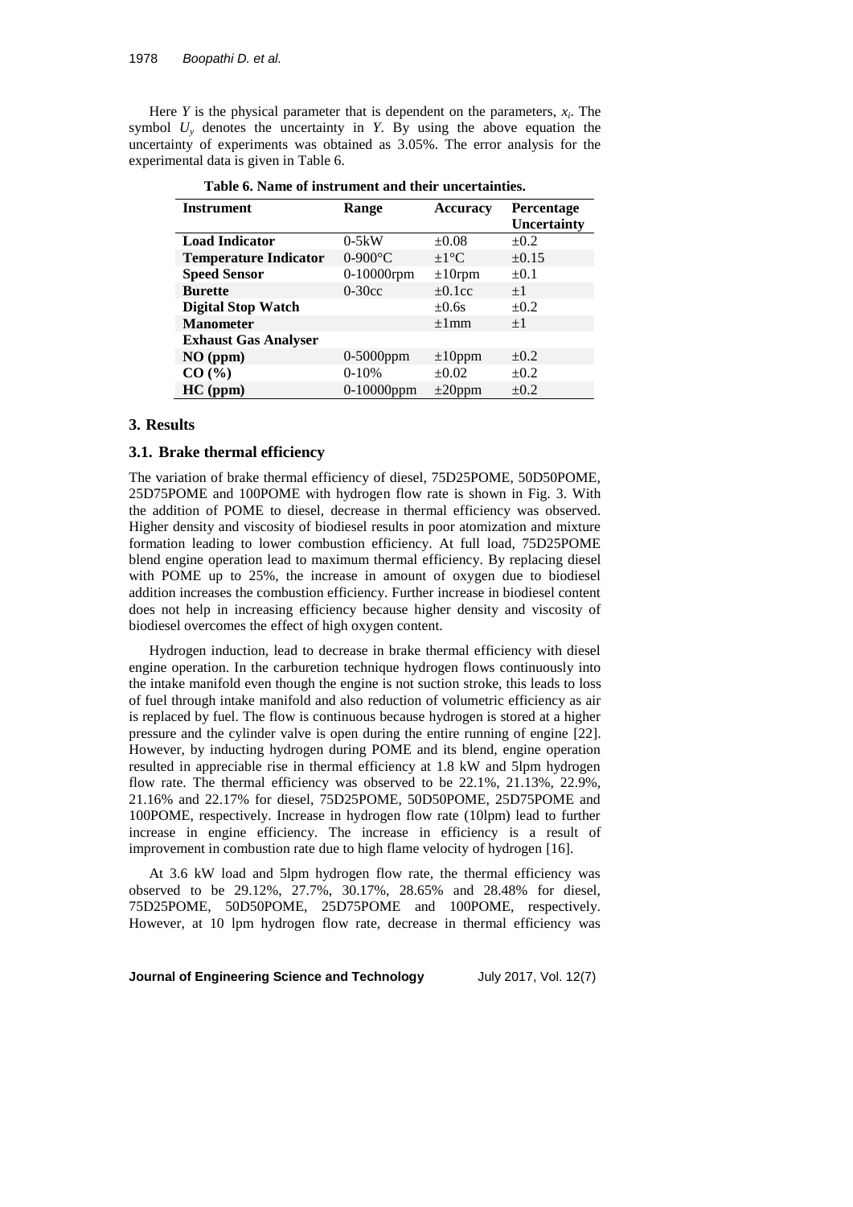Here $Y$ is the physical parameter that is dependent on the parameters, $x_i$. The symbol $U_y$ denotes the uncertainty in $Y$. By using the above equation the uncertainty of experiments was obtained as 3.05%. The error analysis for the experimental data is given in Table 6.

**Table 6. Name of instrument and their uncertainties.**

| Instrument | Range | Accuracy | Percentage Uncertainty |
|---|---|---|---|
| **Load Indicator** | 0-5kW | ±0.08 | ±0.2 |
| **Temperature Indicator** | 0-900°C | ±1°C | ±0.15 |
| **Speed Sensor** | 0-10000rpm | ±10rpm | ±0.1 |
| **Burette** | 0-30cc | ±0.1cc | ±1 |
| **Digital Stop Watch** | | ±0.6s | ±0.2 |
| **Manometer** | | ±1mm | ±1 |
| **Exhaust Gas Analyser** | | | |
| **NO (ppm)** | 0-5000ppm | ±10ppm | ±0.2 |
| **CO (%)** | 0-10% | ±0.02 | ±0.2 |
| **HC (ppm)** | 0-10000ppm | ±20ppm | ±0.2 |

## 3. Results

### 3.1. Brake thermal efficiency

The variation of brake thermal efficiency of diesel, 75D25POME, 50D50POME, 25D75POME and 100POME with hydrogen flow rate is shown in Fig. 3. With the addition of POME to diesel, decrease in thermal efficiency was observed. Higher density and viscosity of biodiesel results in poor atomization and mixture formation leading to lower combustion efficiency. At full load, 75D25POME blend engine operation lead to maximum thermal efficiency. By replacing diesel with POME up to 25%, the increase in amount of oxygen due to biodiesel addition increases the combustion efficiency. Further increase in biodiesel content does not help in increasing efficiency because higher density and viscosity of biodiesel overcomes the effect of high oxygen content.

Hydrogen induction, lead to decrease in brake thermal efficiency with diesel engine operation. In the carburetion technique hydrogen flows continuously into the intake manifold even though the engine is not suction stroke, this leads to loss of fuel through intake manifold and also reduction of volumetric efficiency as air is replaced by fuel. The flow is continuous because hydrogen is stored at a higher pressure and the cylinder valve is open during the entire running of engine [22]. However, by inducting hydrogen during POME and its blend, engine operation resulted in appreciable rise in thermal efficiency at 1.8 kW and 5lpm hydrogen flow rate. The thermal efficiency was observed to be 22.1%, 21.13%, 22.9%, 21.16% and 22.17% for diesel, 75D25POME, 50D50POME, 25D75POME and 100POME, respectively. Increase in hydrogen flow rate (10lpm) lead to further increase in engine efficiency. The increase in efficiency is a result of improvement in combustion rate due to high flame velocity of hydrogen [16].

At 3.6 kW load and 5lpm hydrogen flow rate, the thermal efficiency was observed to be 29.12%, 27.7%, 30.17%, 28.65% and 28.48% for diesel, 75D25POME, 50D50POME, 25D75POME and 100POME, respectively. However, at 10 lpm hydrogen flow rate, decrease in thermal efficiency was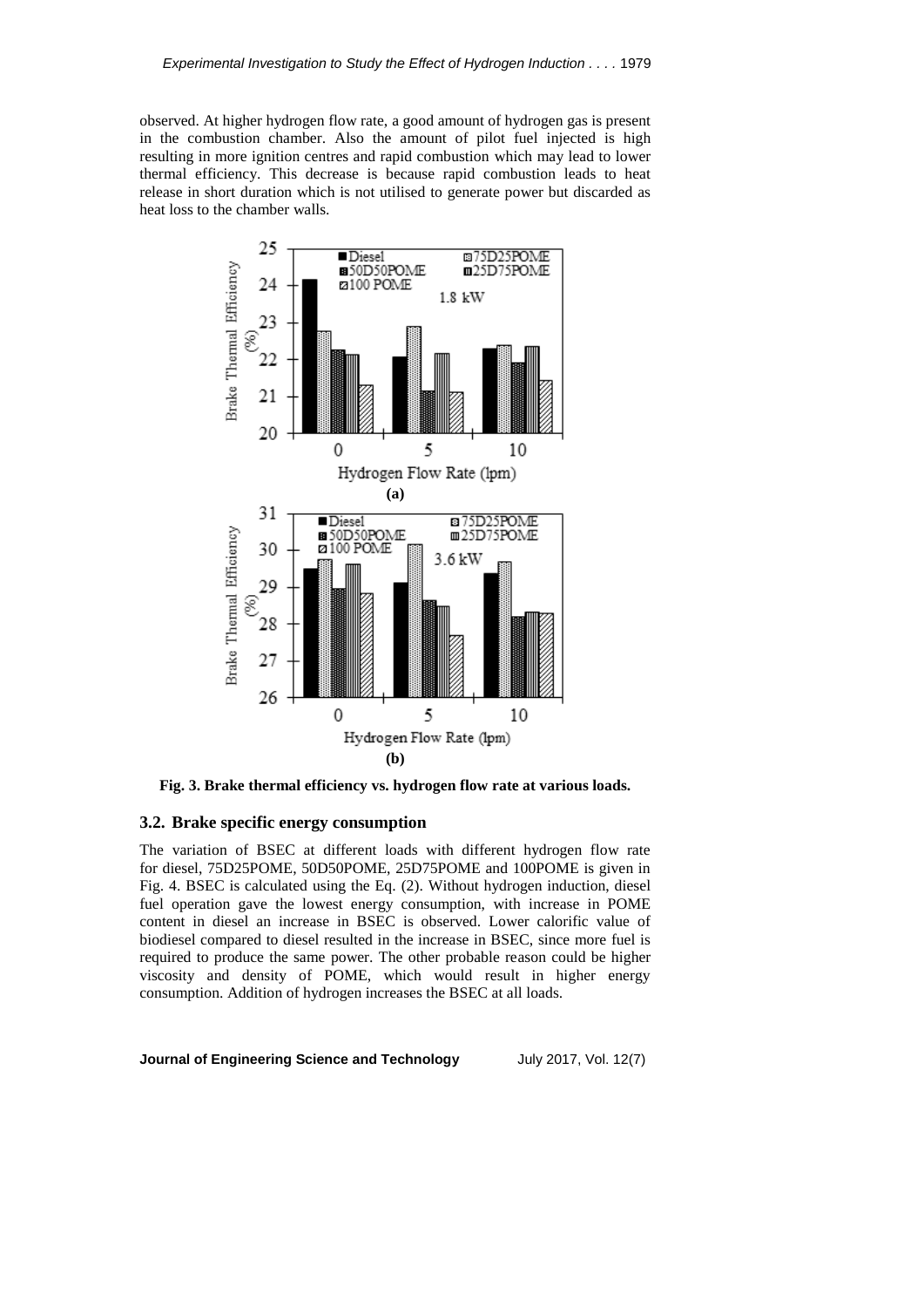observed. At higher hydrogen flow rate, a good amount of hydrogen gas is present in the combustion chamber. Also the amount of pilot fuel injected is high resulting in more ignition centres and rapid combustion which may lead to lower thermal efficiency. This decrease is because rapid combustion leads to heat release in short duration which is not utilised to generate power but discarded as heat loss to the chamber walls.

**Fig. 3. Brake thermal efficiency vs. hydrogen flow rate at various loads.**

### 3.2. Brake specific energy consumption

The variation of BSEC at different loads with different hydrogen flow rate for diesel, 75D25POME, 50D50POME, 25D75POME and 100POME is given in Fig. 4. BSEC is calculated using the Eq. (2). Without hydrogen induction, diesel fuel operation gave the lowest energy consumption, with increase in POME content in diesel an increase in BSEC is observed. Lower calorific value of biodiesel compared to diesel resulted in the increase in BSEC, since more fuel is required to produce the same power. The other probable reason could be higher viscosity and density of POME, which would result in higher energy consumption. Addition of hydrogen increases the BSEC at all loads.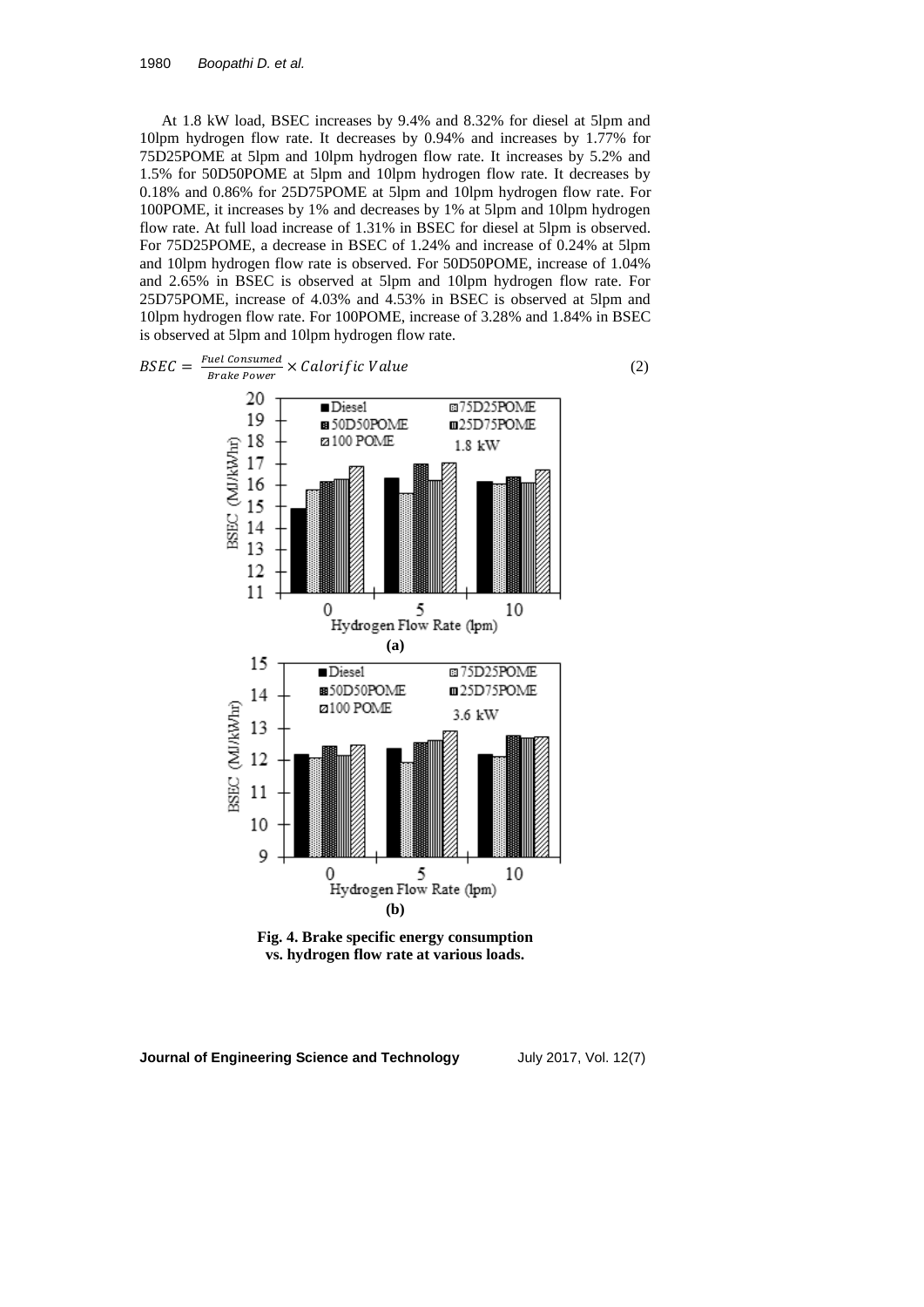At 1.8 kW load, BSEC increases by 9.4% and 8.32% for diesel at 5lpm and 10lpm hydrogen flow rate. It decreases by 0.94% and increases by 1.77% for 75D25POME at 5lpm and 10lpm hydrogen flow rate. It increases by 5.2% and 1.5% for 50D50POME at 5lpm and 10lpm hydrogen flow rate. It decreases by 0.18% and 0.86% for 25D75POME at 5lpm and 10lpm hydrogen flow rate. For 100POME, it increases by 1% and decreases by 1% at 5lpm and 10lpm hydrogen flow rate. At full load increase of 1.31% in BSEC for diesel at 5lpm is observed. For 75D25POME, a decrease in BSEC of 1.24% and increase of 0.24% at 5lpm and 10lpm hydrogen flow rate is observed. For 50D50POME, increase of 1.04% and 2.65% in BSEC is observed at 5lpm and 10lpm hydrogen flow rate. For 25D75POME, increase of 4.03% and 4.53% in BSEC is observed at 5lpm and 10lpm hydrogen flow rate. For 100POME, increase of 3.28% and 1.84% in BSEC is observed at 5lpm and 10lpm hydrogen flow rate.

$$BSEC = \frac{Fuel\ Consumed}{Brake\ Power} \times Calorific\ Value \tag{2}$$

**(a)**

**(b)**

**Fig. 4. Brake specific energy consumption vs. hydrogen flow rate at various loads.**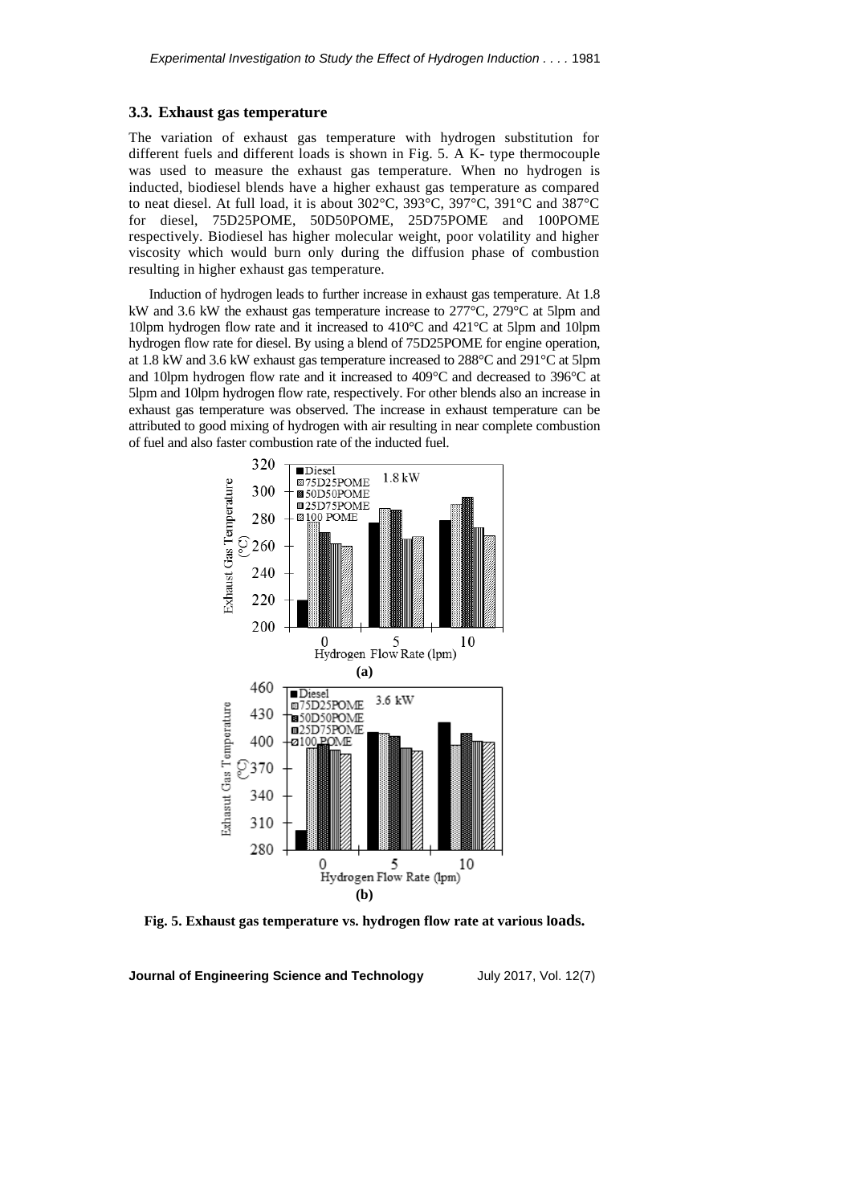### 3.3. Exhaust gas temperature

The variation of exhaust gas temperature with hydrogen substitution for different fuels and different loads is shown in Fig. 5. A K- type thermocouple was used to measure the exhaust gas temperature. When no hydrogen is inducted, biodiesel blends have a higher exhaust gas temperature as compared to neat diesel. At full load, it is about 302°C, 393°C, 397°C, 391°C and 387°C for diesel, 75D25POME, 50D50POME, 25D75POME and 100POME respectively. Biodiesel has higher molecular weight, poor volatility and higher viscosity which would burn only during the diffusion phase of combustion resulting in higher exhaust gas temperature.

Induction of hydrogen leads to further increase in exhaust gas temperature. At 1.8 kW and 3.6 kW the exhaust gas temperature increase to 277°C, 279°C at 5lpm and 10lpm hydrogen flow rate and it increased to 410°C and 421°C at 5lpm and 10lpm hydrogen flow rate for diesel. By using a blend of 75D25POME for engine operation, at 1.8 kW and 3.6 kW exhaust gas temperature increased to 288°C and 291°C at 5lpm and 10lpm hydrogen flow rate and it increased to 409°C and decreased to 396°C at 5lpm and 10lpm hydrogen flow rate, respectively. For other blends also an increase in exhaust gas temperature was observed. The increase in exhaust temperature can be attributed to good mixing of hydrogen with air resulting in near complete combustion of fuel and also faster combustion rate of the inducted fuel.

**Fig. 5. Exhaust gas temperature vs. hydrogen flow rate at various loads.**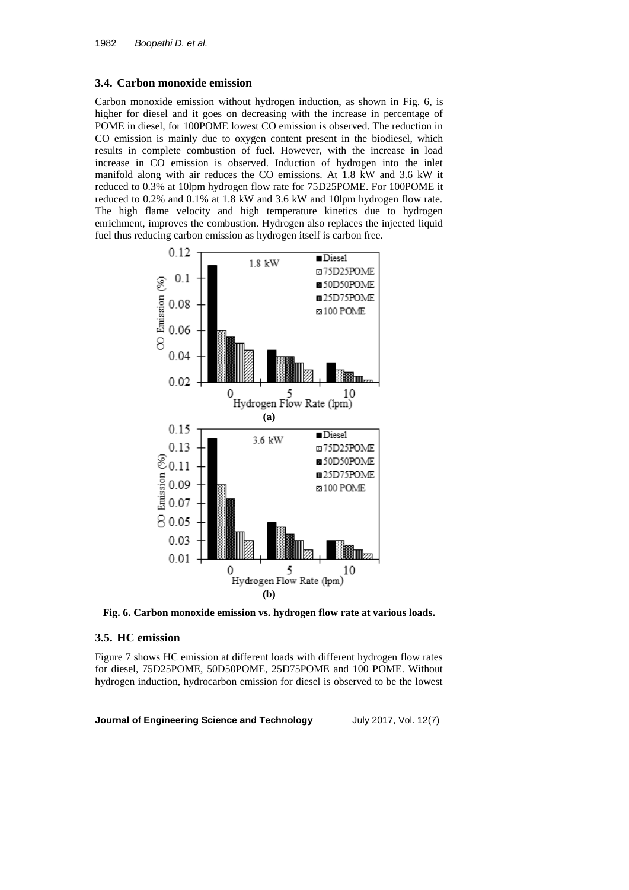### 3.4. Carbon monoxide emission

Carbon monoxide emission without hydrogen induction, as shown in Fig. 6, is higher for diesel and it goes on decreasing with the increase in percentage of POME in diesel, for 100POME lowest CO emission is observed. The reduction in CO emission is mainly due to oxygen content present in the biodiesel, which results in complete combustion of fuel. However, with the increase in load increase in CO emission is observed. Induction of hydrogen into the inlet manifold along with air reduces the CO emissions. At 1.8 kW and 3.6 kW it reduced to 0.3% at 10lpm hydrogen flow rate for 75D25POME. For 100POME it reduced to 0.2% and 0.1% at 1.8 kW and 3.6 kW and 10lpm hydrogen flow rate. The high flame velocity and high temperature kinetics due to hydrogen enrichment, improves the combustion. Hydrogen also replaces the injected liquid fuel thus reducing carbon emission as hydrogen itself is carbon free.

**Fig. 6. Carbon monoxide emission vs. hydrogen flow rate at various loads.**

### 3.5. HC emission

Figure 7 shows HC emission at different loads with different hydrogen flow rates for diesel, 75D25POME, 50D50POME, 25D75POME and 100 POME. Without hydrogen induction, hydrocarbon emission for diesel is observed to be the lowest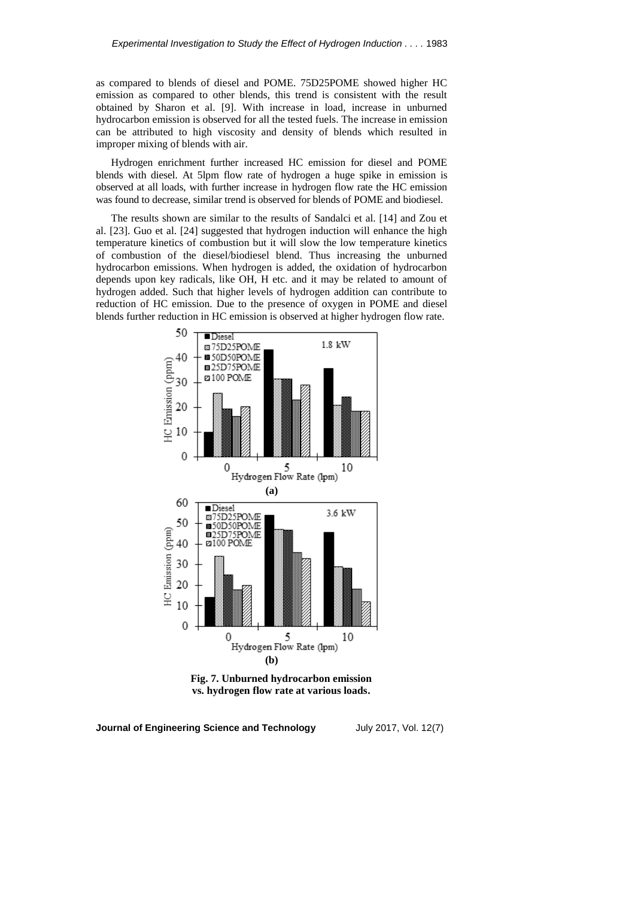as compared to blends of diesel and POME. 75D25POME showed higher HC emission as compared to other blends, this trend is consistent with the result obtained by Sharon et al. [9]. With increase in load, increase in unburned hydrocarbon emission is observed for all the tested fuels. The increase in emission can be attributed to high viscosity and density of blends which resulted in improper mixing of blends with air.

Hydrogen enrichment further increased HC emission for diesel and POME blends with diesel. At 5lpm flow rate of hydrogen a huge spike in emission is observed at all loads, with further increase in hydrogen flow rate the HC emission was found to decrease, similar trend is observed for blends of POME and biodiesel.

The results shown are similar to the results of Sandalci et al. [14] and Zou et al. [23]. Guo et al. [24] suggested that hydrogen induction will enhance the high temperature kinetics of combustion but it will slow the low temperature kinetics of combustion of the diesel/biodiesel blend. Thus increasing the unburned hydrocarbon emissions. When hydrogen is added, the oxidation of hydrocarbon depends upon key radicals, like OH, H etc. and it may be related to amount of hydrogen added. Such that higher levels of hydrogen addition can contribute to reduction of HC emission. Due to the presence of oxygen in POME and diesel blends further reduction in HC emission is observed at higher hydrogen flow rate.

**(a)**

**(b)**

**Fig. 7. Unburned hydrocarbon emission vs. hydrogen flow rate at various loads.**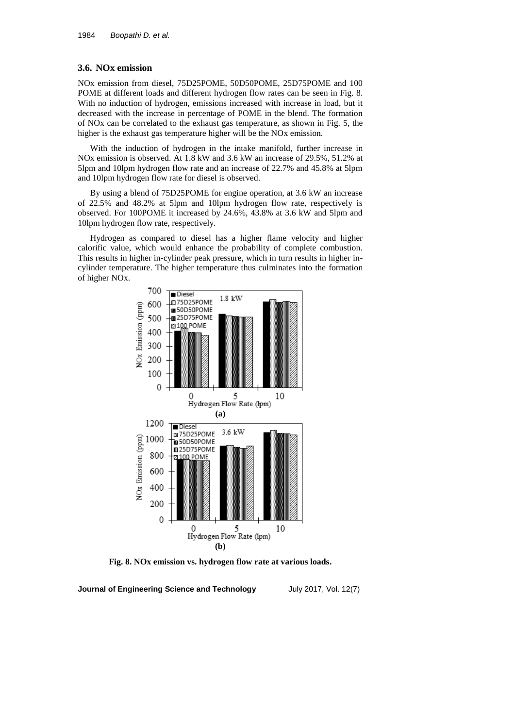### 3.6. NOx emission

NOx emission from diesel, 75D25POME, 50D50POME, 25D75POME and 100 POME at different loads and different hydrogen flow rates can be seen in Fig. 8. With no induction of hydrogen, emissions increased with increase in load, but it decreased with the increase in percentage of POME in the blend. The formation of NOx can be correlated to the exhaust gas temperature, as shown in Fig. 5, the higher is the exhaust gas temperature higher will be the NOx emission.

With the induction of hydrogen in the intake manifold, further increase in NOx emission is observed. At 1.8 kW and 3.6 kW an increase of 29.5%, 51.2% at 5lpm and 10lpm hydrogen flow rate and an increase of 22.7% and 45.8% at 5lpm and 10lpm hydrogen flow rate for diesel is observed.

By using a blend of 75D25POME for engine operation, at 3.6 kW an increase of 22.5% and 48.2% at 5lpm and 10lpm hydrogen flow rate, respectively is observed. For 100POME it increased by 24.6%, 43.8% at 3.6 kW and 5lpm and 10lpm hydrogen flow rate, respectively.

Hydrogen as compared to diesel has a higher flame velocity and higher calorific value, which would enhance the probability of complete combustion. This results in higher in-cylinder peak pressure, which in turn results in higher in-cylinder temperature. The higher temperature thus culminates into the formation of higher NOx.

**Fig. 8. NOx emission vs. hydrogen flow rate at various loads.**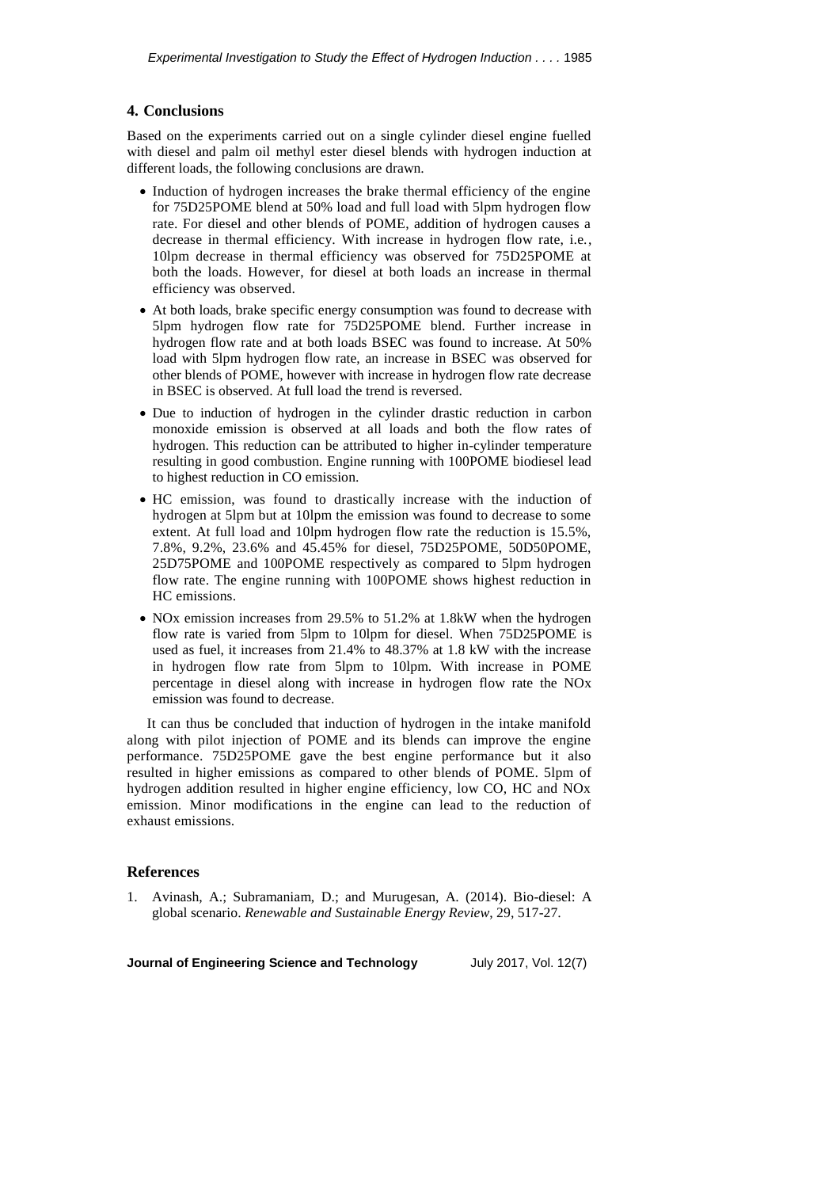## 4. Conclusions

Based on the experiments carried out on a single cylinder diesel engine fuelled with diesel and palm oil methyl ester diesel blends with hydrogen induction at different loads, the following conclusions are drawn.

- Induction of hydrogen increases the brake thermal efficiency of the engine for 75D25POME blend at 50% load and full load with 5lpm hydrogen flow rate. For diesel and other blends of POME, addition of hydrogen causes a decrease in thermal efficiency. With increase in hydrogen flow rate, i.e., 10lpm decrease in thermal efficiency was observed for 75D25POME at both the loads. However, for diesel at both loads an increase in thermal efficiency was observed.
- At both loads, brake specific energy consumption was found to decrease with 5lpm hydrogen flow rate for 75D25POME blend. Further increase in hydrogen flow rate and at both loads BSEC was found to increase. At 50% load with 5lpm hydrogen flow rate, an increase in BSEC was observed for other blends of POME, however with increase in hydrogen flow rate decrease in BSEC is observed. At full load the trend is reversed.
- Due to induction of hydrogen in the cylinder drastic reduction in carbon monoxide emission is observed at all loads and both the flow rates of hydrogen. This reduction can be attributed to higher in-cylinder temperature resulting in good combustion. Engine running with 100POME biodiesel lead to highest reduction in CO emission.
- HC emission, was found to drastically increase with the induction of hydrogen at 5lpm but at 10lpm the emission was found to decrease to some extent. At full load and 10lpm hydrogen flow rate the reduction is 15.5%, 7.8%, 9.2%, 23.6% and 45.45% for diesel, 75D25POME, 50D50POME, 25D75POME and 100POME respectively as compared to 5lpm hydrogen flow rate. The engine running with 100POME shows highest reduction in HC emissions.
- NOx emission increases from 29.5% to 51.2% at 1.8kW when the hydrogen flow rate is varied from 5lpm to 10lpm for diesel. When 75D25POME is used as fuel, it increases from 21.4% to 48.37% at 1.8 kW with the increase in hydrogen flow rate from 5lpm to 10lpm. With increase in POME percentage in diesel along with increase in hydrogen flow rate the NOx emission was found to decrease.

It can thus be concluded that induction of hydrogen in the intake manifold along with pilot injection of POME and its blends can improve the engine performance. 75D25POME gave the best engine performance but it also resulted in higher emissions as compared to other blends of POME. 5lpm of hydrogen addition resulted in higher engine efficiency, low CO, HC and NOx emission. Minor modifications in the engine can lead to the reduction of exhaust emissions.

## References

1. Avinash, A.; Subramaniam, D.; and Murugesan, A. (2014). Bio-diesel: A global scenario. *Renewable and Sustainable Energy Review*, 29, 517-27.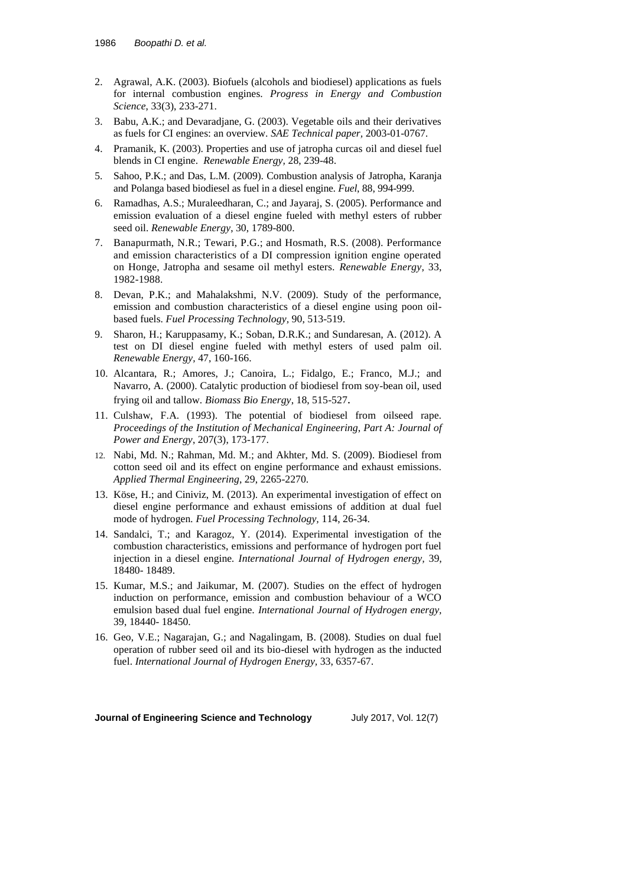2. Agrawal, A.K. (2003). Biofuels (alcohols and biodiesel) applications as fuels for internal combustion engines. *Progress in Energy and Combustion Science*, 33(3), 233-271.
3. Babu, A.K.; and Devaradjane, G. (2003). Vegetable oils and their derivatives as fuels for CI engines: an overview. *SAE Technical paper*, 2003-01-0767.
4. Pramanik, K. (2003). Properties and use of jatropha curcas oil and diesel fuel blends in CI engine. *Renewable Energy*, 28, 239-48.
5. Sahoo, P.K.; and Das, L.M. (2009). Combustion analysis of Jatropha, Karanja and Polanga based biodiesel as fuel in a diesel engine. *Fuel*, 88, 994-999.
6. Ramadhas, A.S.; Muraleedharan, C.; and Jayaraj, S. (2005). Performance and emission evaluation of a diesel engine fueled with methyl esters of rubber seed oil. *Renewable Energy*, 30, 1789-800.
7. Banapurmath, N.R.; Tewari, P.G.; and Hosmath, R.S. (2008). Performance and emission characteristics of a DI compression ignition engine operated on Honge, Jatropha and sesame oil methyl esters. *Renewable Energy*, 33, 1982-1988.
8. Devan, P.K.; and Mahalakshmi, N.V. (2009). Study of the performance, emission and combustion characteristics of a diesel engine using poon oil-based fuels. *Fuel Processing Technology*, 90, 513-519.
9. Sharon, H.; Karuppasamy, K.; Soban, D.R.K.; and Sundaresan, A. (2012). A test on DI diesel engine fueled with methyl esters of used palm oil. *Renewable Energy*, 47, 160-166.
10. Alcantara, R.; Amores, J.; Canoira, L.; Fidalgo, E.; Franco, M.J.; and Navarro, A. (2000). Catalytic production of biodiesel from soy-bean oil, used frying oil and tallow. *Biomass Bio Energy*, 18, 515-527.
11. Culshaw, F.A. (1993). The potential of biodiesel from oilseed rape. *Proceedings of the Institution of Mechanical Engineering, Part A: Journal of Power and Energy*, 207(3), 173-177.
12. Nabi, Md. N.; Rahman, Md. M.; and Akhter, Md. S. (2009). Biodiesel from cotton seed oil and its effect on engine performance and exhaust emissions. *Applied Thermal Engineering*, 29, 2265-2270.
13. Köse, H.; and Ciniviz, M. (2013). An experimental investigation of effect on diesel engine performance and exhaust emissions of addition at dual fuel mode of hydrogen. *Fuel Processing Technology*, 114, 26-34.
14. Sandalci, T.; and Karagoz, Y. (2014). Experimental investigation of the combustion characteristics, emissions and performance of hydrogen port fuel injection in a diesel engine. *International Journal of Hydrogen energy*, 39, 18480- 18489.
15. Kumar, M.S.; and Jaikumar, M. (2007). Studies on the effect of hydrogen induction on performance, emission and combustion behaviour of a WCO emulsion based dual fuel engine. *International Journal of Hydrogen energy*, 39, 18440- 18450.
16. Geo, V.E.; Nagarajan, G.; and Nagalingam, B. (2008). Studies on dual fuel operation of rubber seed oil and its bio-diesel with hydrogen as the inducted fuel. *International Journal of Hydrogen Energy*, 33, 6357-67.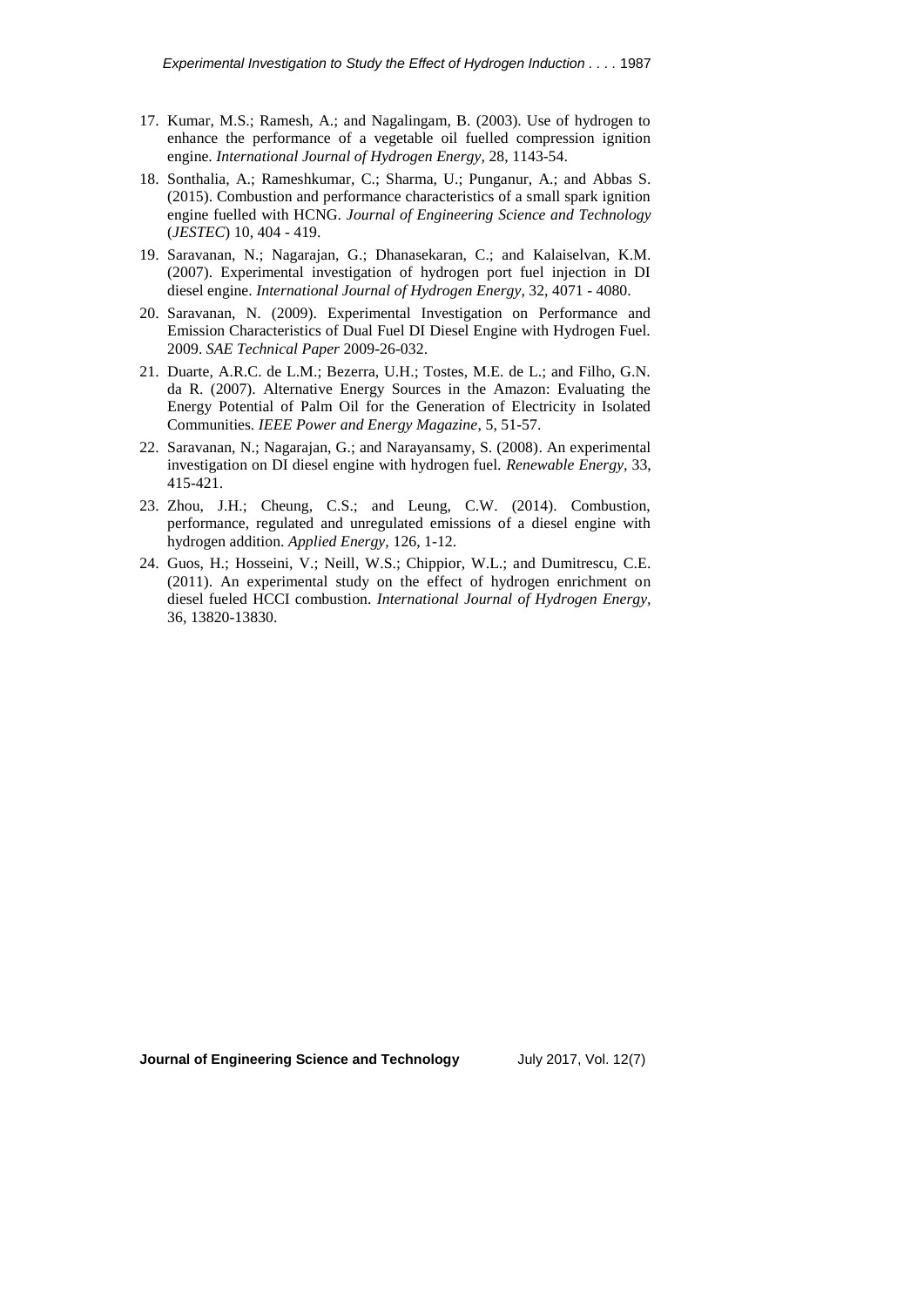17. Kumar, M.S.; Ramesh, A.; and Nagalingam, B. (2003). Use of hydrogen to enhance the performance of a vegetable oil fuelled compression ignition engine. *International Journal of Hydrogen Energy,* 28, 1143-54.
18. Sonthalia, A.; Rameshkumar, C.; Sharma, U.; Punganur, A.; and Abbas S. (2015). Combustion and performance characteristics of a small spark ignition engine fuelled with HCNG. *Journal of Engineering Science and Technology* (*JESTEC*) 10, 404 - 419.
19. Saravanan, N.; Nagarajan, G.; Dhanasekaran, C.; and Kalaiselvan, K.M. (2007). Experimental investigation of hydrogen port fuel injection in DI diesel engine. *International Journal of Hydrogen Energy*, 32, 4071 - 4080.
20. Saravanan, N. (2009). Experimental Investigation on Performance and Emission Characteristics of Dual Fuel DI Diesel Engine with Hydrogen Fuel. 2009. *SAE Technical Paper* 2009-26-032.
21. Duarte, A.R.C. de L.M.; Bezerra, U.H.; Tostes, M.E. de L.; and Filho, G.N. da R. (2007). Alternative Energy Sources in the Amazon: Evaluating the Energy Potential of Palm Oil for the Generation of Electricity in Isolated Communities. *IEEE Power and Energy Magazine*, 5, 51-57.
22. Saravanan, N.; Nagarajan, G.; and Narayansamy, S. (2008). An experimental investigation on DI diesel engine with hydrogen fuel. *Renewable Energy,* 33, 415-421.
23. Zhou, J.H.; Cheung, C.S.; and Leung, C.W. (2014). Combustion, performance, regulated and unregulated emissions of a diesel engine with hydrogen addition. *Applied Energy,* 126, 1-12.
24. Guos, H.; Hosseini, V.; Neill, W.S.; Chippior, W.L.; and Dumitrescu, C.E. (2011). An experimental study on the effect of hydrogen enrichment on diesel fueled HCCI combustion. *International Journal of Hydrogen Energy,* 36, 13820-13830.